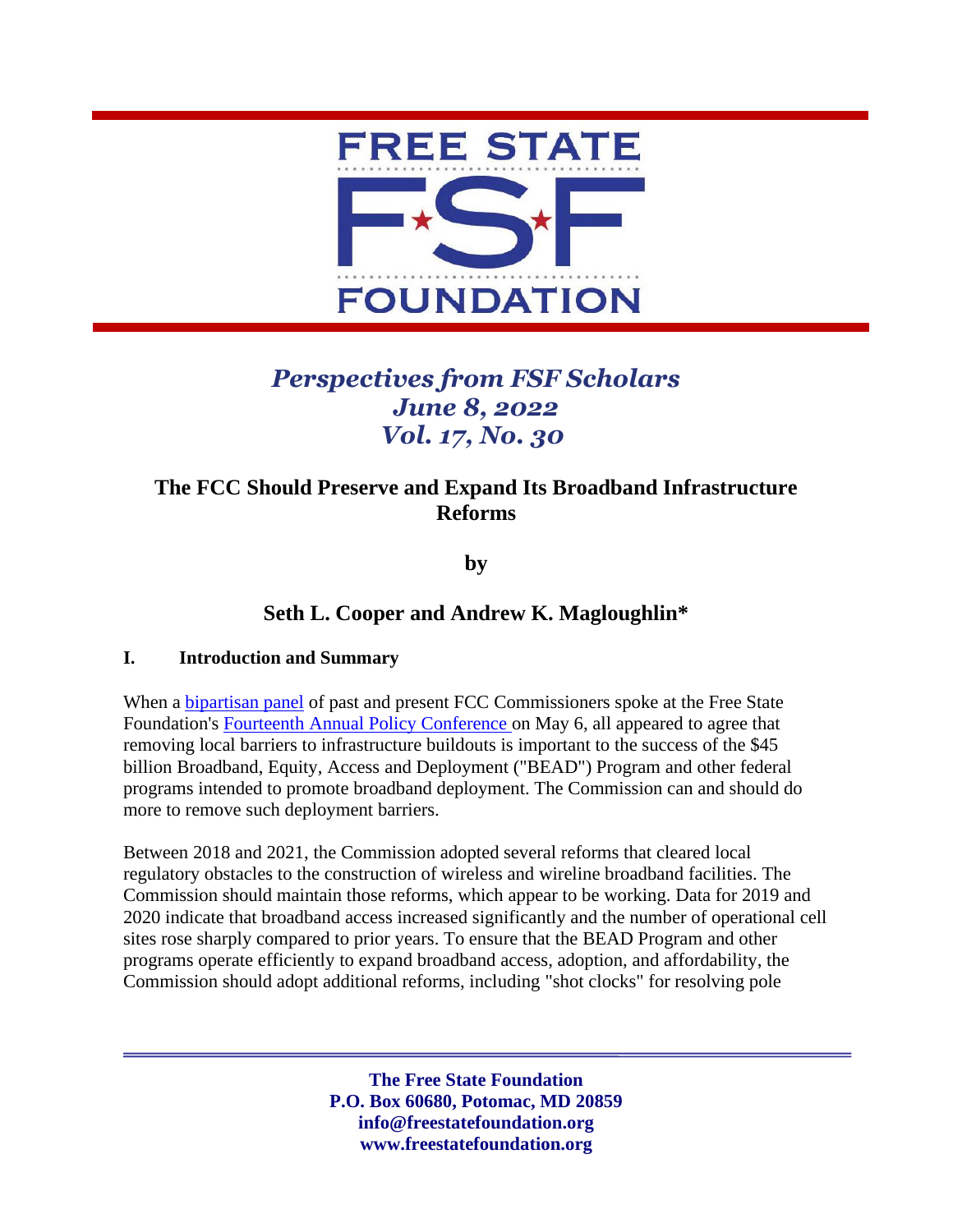FREE STATE FSF FOUNDATION

*Perspectives from FSF Scholars*
*June 8, 2022*
*Vol. 17, No. 30*

# The FCC Should Preserve and Expand Its Broadband Infrastructure Reforms

**by**

## Seth L. Cooper and Andrew K. Magloughlin*

### I. Introduction and Summary

When a bipartisan panel of past and present FCC Commissioners spoke at the Free State Foundation's Fourteenth Annual Policy Conference on May 6, all appeared to agree that removing local barriers to infrastructure buildouts is important to the success of the $45 billion Broadband, Equity, Access and Deployment ("BEAD") Program and other federal programs intended to promote broadband deployment. The Commission can and should do more to remove such deployment barriers.

Between 2018 and 2021, the Commission adopted several reforms that cleared local regulatory obstacles to the construction of wireless and wireline broadband facilities. The Commission should maintain those reforms, which appear to be working. Data for 2019 and 2020 indicate that broadband access increased significantly and the number of operational cell sites rose sharply compared to prior years. To ensure that the BEAD Program and other programs operate efficiently to expand broadband access, adoption, and affordability, the Commission should adopt additional reforms, including "shot clocks" for resolving pole

**The Free State Foundation**
**P.O. Box 60680, Potomac, MD 20859**
**info@freestatefoundation.org**
**www.freestatefoundation.org**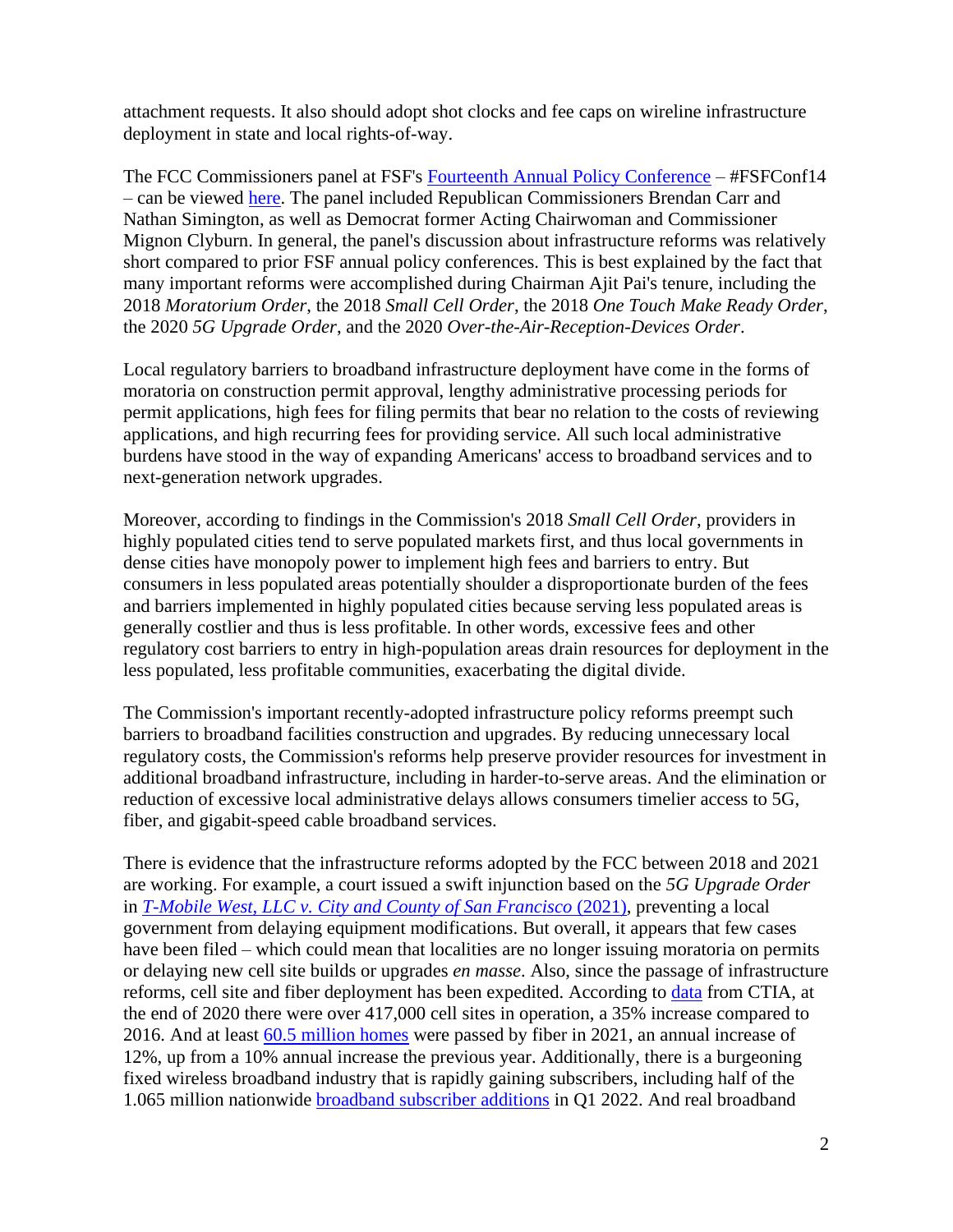attachment requests. It also should adopt shot clocks and fee caps on wireline infrastructure deployment in state and local rights-of-way.

The FCC Commissioners panel at FSF's Fourteenth Annual Policy Conference – #FSFConf14 – can be viewed here. The panel included Republican Commissioners Brendan Carr and Nathan Simington, as well as Democrat former Acting Chairwoman and Commissioner Mignon Clyburn. In general, the panel's discussion about infrastructure reforms was relatively short compared to prior FSF annual policy conferences. This is best explained by the fact that many important reforms were accomplished during Chairman Ajit Pai's tenure, including the 2018 *Moratorium Order*, the 2018 *Small Cell Order*, the 2018 *One Touch Make Ready Order*, the 2020 *5G Upgrade Order*, and the 2020 *Over-the-Air-Reception-Devices Order*.

Local regulatory barriers to broadband infrastructure deployment have come in the forms of moratoria on construction permit approval, lengthy administrative processing periods for permit applications, high fees for filing permits that bear no relation to the costs of reviewing applications, and high recurring fees for providing service. All such local administrative burdens have stood in the way of expanding Americans' access to broadband services and to next-generation network upgrades.

Moreover, according to findings in the Commission's 2018 *Small Cell Order*, providers in highly populated cities tend to serve populated markets first, and thus local governments in dense cities have monopoly power to implement high fees and barriers to entry. But consumers in less populated areas potentially shoulder a disproportionate burden of the fees and barriers implemented in highly populated cities because serving less populated areas is generally costlier and thus is less profitable. In other words, excessive fees and other regulatory cost barriers to entry in high-population areas drain resources for deployment in the less populated, less profitable communities, exacerbating the digital divide.

The Commission's important recently-adopted infrastructure policy reforms preempt such barriers to broadband facilities construction and upgrades. By reducing unnecessary local regulatory costs, the Commission's reforms help preserve provider resources for investment in additional broadband infrastructure, including in harder-to-serve areas. And the elimination or reduction of excessive local administrative delays allows consumers timelier access to 5G, fiber, and gigabit-speed cable broadband services.

There is evidence that the infrastructure reforms adopted by the FCC between 2018 and 2021 are working. For example, a court issued a swift injunction based on the *5G Upgrade Order* in *T-Mobile West, LLC v. City and County of San Francisco* (2021), preventing a local government from delaying equipment modifications. But overall, it appears that few cases have been filed – which could mean that localities are no longer issuing moratoria on permits or delaying new cell site builds or upgrades *en masse*. Also, since the passage of infrastructure reforms, cell site and fiber deployment has been expedited. According to data from CTIA, at the end of 2020 there were over 417,000 cell sites in operation, a 35% increase compared to 2016. And at least 60.5 million homes were passed by fiber in 2021, an annual increase of 12%, up from a 10% annual increase the previous year. Additionally, there is a burgeoning fixed wireless broadband industry that is rapidly gaining subscribers, including half of the 1.065 million nationwide broadband subscriber additions in Q1 2022. And real broadband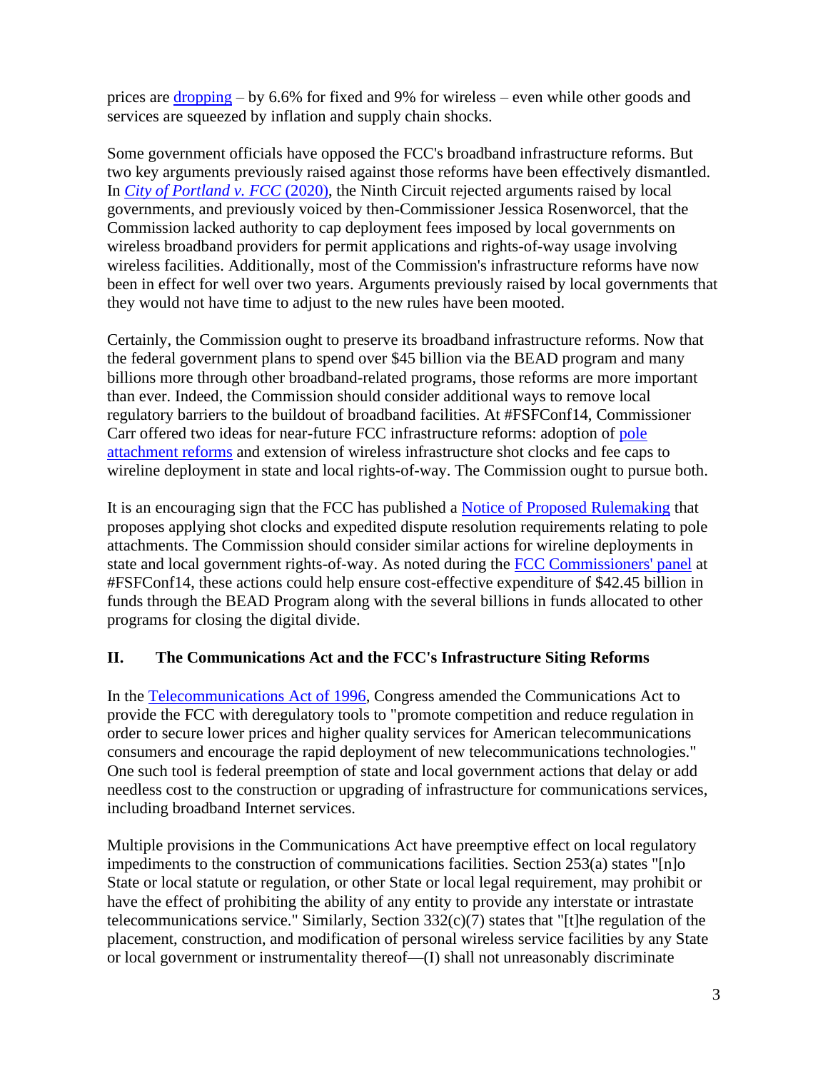prices are [dropping](#) – by 6.6% for fixed and 9% for wireless – even while other goods and services are squeezed by inflation and supply chain shocks.

Some government officials have opposed the FCC's broadband infrastructure reforms. But two key arguments previously raised against those reforms have been effectively dismantled. In [*City of Portland v. FCC* (2020)](#), the Ninth Circuit rejected arguments raised by local governments, and previously voiced by then-Commissioner Jessica Rosenworcel, that the Commission lacked authority to cap deployment fees imposed by local governments on wireless broadband providers for permit applications and rights-of-way usage involving wireless facilities. Additionally, most of the Commission's infrastructure reforms have now been in effect for well over two years. Arguments previously raised by local governments that they would not have time to adjust to the new rules have been mooted.

Certainly, the Commission ought to preserve its broadband infrastructure reforms. Now that the federal government plans to spend over $45 billion via the BEAD program and many billions more through other broadband-related programs, those reforms are more important than ever. Indeed, the Commission should consider additional ways to remove local regulatory barriers to the buildout of broadband facilities. At #FSFConf14, Commissioner Carr offered two ideas for near-future FCC infrastructure reforms: adoption of [pole attachment reforms](#) and extension of wireless infrastructure shot clocks and fee caps to wireline deployment in state and local rights-of-way. The Commission ought to pursue both.

It is an encouraging sign that the FCC has published a [Notice of Proposed Rulemaking](#) that proposes applying shot clocks and expedited dispute resolution requirements relating to pole attachments. The Commission should consider similar actions for wireline deployments in state and local government rights-of-way. As noted during the [FCC Commissioners' panel](#) at #FSFConf14, these actions could help ensure cost-effective expenditure of $42.45 billion in funds through the BEAD Program along with the several billions in funds allocated to other programs for closing the digital divide.

## II. The Communications Act and the FCC's Infrastructure Siting Reforms

In the [Telecommunications Act of 1996](#), Congress amended the Communications Act to provide the FCC with deregulatory tools to "promote competition and reduce regulation in order to secure lower prices and higher quality services for American telecommunications consumers and encourage the rapid deployment of new telecommunications technologies." One such tool is federal preemption of state and local government actions that delay or add needless cost to the construction or upgrading of infrastructure for communications services, including broadband Internet services.

Multiple provisions in the Communications Act have preemptive effect on local regulatory impediments to the construction of communications facilities. Section 253(a) states "[n]o State or local statute or regulation, or other State or local legal requirement, may prohibit or have the effect of prohibiting the ability of any entity to provide any interstate or intrastate telecommunications service." Similarly, Section 332(c)(7) states that "[t]he regulation of the placement, construction, and modification of personal wireless service facilities by any State or local government or instrumentality thereof—(I) shall not unreasonably discriminate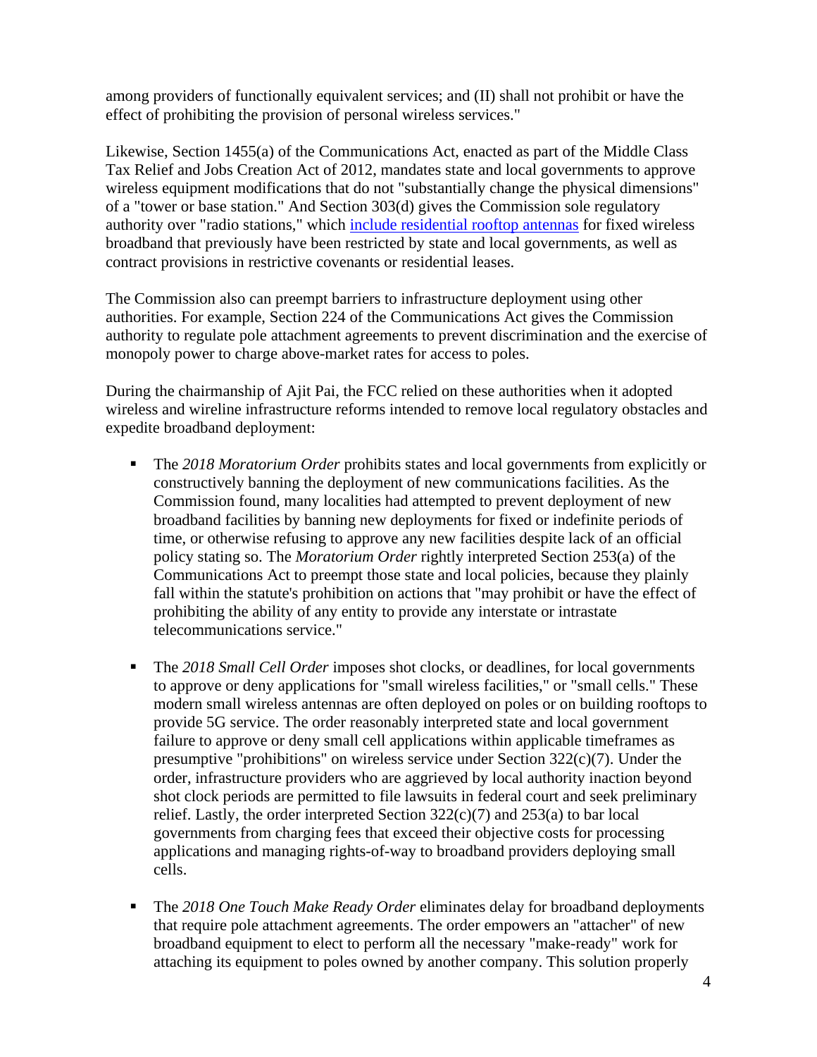among providers of functionally equivalent services; and (II) shall not prohibit or have the effect of prohibiting the provision of personal wireless services."

Likewise, Section 1455(a) of the Communications Act, enacted as part of the Middle Class Tax Relief and Jobs Creation Act of 2012, mandates state and local governments to approve wireless equipment modifications that do not "substantially change the physical dimensions" of a "tower or base station." And Section 303(d) gives the Commission sole regulatory authority over "radio stations," which [include residential rooftop antennas] for fixed wireless broadband that previously have been restricted by state and local governments, as well as contract provisions in restrictive covenants or residential leases.

The Commission also can preempt barriers to infrastructure deployment using other authorities. For example, Section 224 of the Communications Act gives the Commission authority to regulate pole attachment agreements to prevent discrimination and the exercise of monopoly power to charge above-market rates for access to poles.

During the chairmanship of Ajit Pai, the FCC relied on these authorities when it adopted wireless and wireline infrastructure reforms intended to remove local regulatory obstacles and expedite broadband deployment:

- The *2018 Moratorium Order* prohibits states and local governments from explicitly or constructively banning the deployment of new communications facilities. As the Commission found, many localities had attempted to prevent deployment of new broadband facilities by banning new deployments for fixed or indefinite periods of time, or otherwise refusing to approve any new facilities despite lack of an official policy stating so. The *Moratorium Order* rightly interpreted Section 253(a) of the Communications Act to preempt those state and local policies, because they plainly fall within the statute's prohibition on actions that "may prohibit or have the effect of prohibiting the ability of any entity to provide any interstate or intrastate telecommunications service."

- The *2018 Small Cell Order* imposes shot clocks, or deadlines, for local governments to approve or deny applications for "small wireless facilities," or "small cells." These modern small wireless antennas are often deployed on poles or on building rooftops to provide 5G service. The order reasonably interpreted state and local government failure to approve or deny small cell applications within applicable timeframes as presumptive "prohibitions" on wireless service under Section 322(c)(7). Under the order, infrastructure providers who are aggrieved by local authority inaction beyond shot clock periods are permitted to file lawsuits in federal court and seek preliminary relief. Lastly, the order interpreted Section 322(c)(7) and 253(a) to bar local governments from charging fees that exceed their objective costs for processing applications and managing rights-of-way to broadband providers deploying small cells.

- The *2018 One Touch Make Ready Order* eliminates delay for broadband deployments that require pole attachment agreements. The order empowers an "attacher" of new broadband equipment to elect to perform all the necessary "make-ready" work for attaching its equipment to poles owned by another company. This solution properly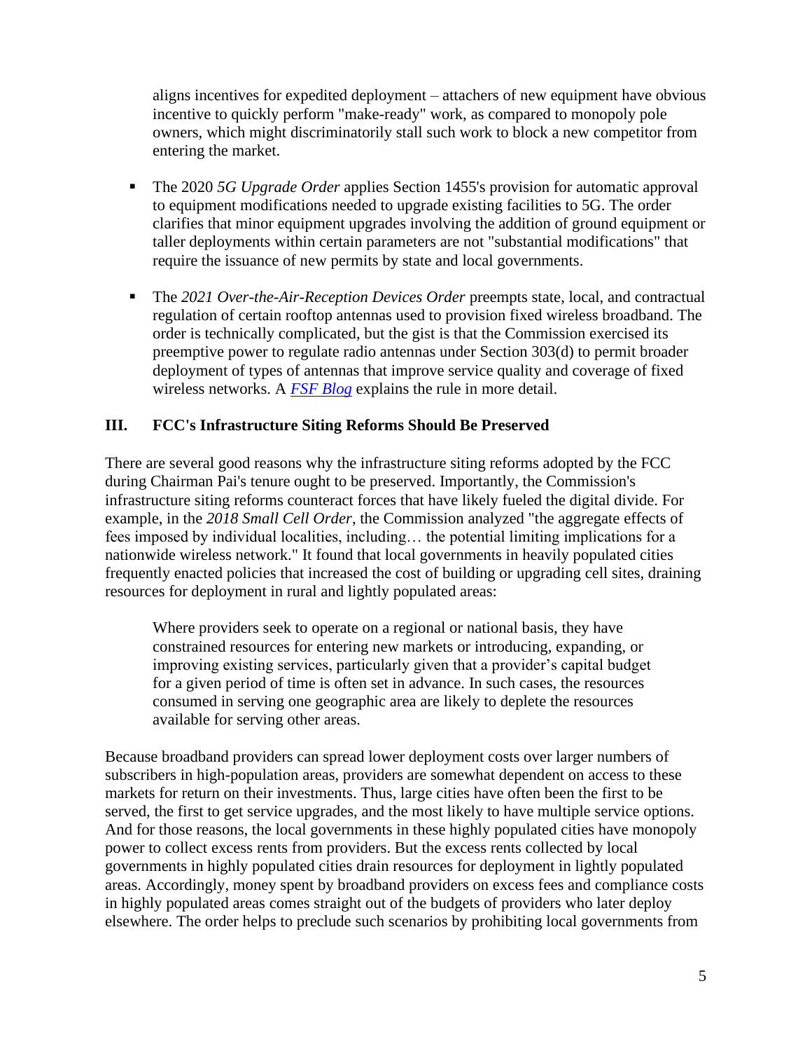aligns incentives for expedited deployment – attachers of new equipment have obvious incentive to quickly perform "make-ready" work, as compared to monopoly pole owners, which might discriminatorily stall such work to block a new competitor from entering the market.

- The 2020 *5G Upgrade Order* applies Section 1455's provision for automatic approval to equipment modifications needed to upgrade existing facilities to 5G. The order clarifies that minor equipment upgrades involving the addition of ground equipment or taller deployments within certain parameters are not "substantial modifications" that require the issuance of new permits by state and local governments.

- The *2021 Over-the-Air-Reception Devices Order* preempts state, local, and contractual regulation of certain rooftop antennas used to provision fixed wireless broadband. The order is technically complicated, but the gist is that the Commission exercised its preemptive power to regulate radio antennas under Section 303(d) to permit broader deployment of types of antennas that improve service quality and coverage of fixed wireless networks. A *FSF Blog* explains the rule in more detail.

## III. FCC's Infrastructure Siting Reforms Should Be Preserved

There are several good reasons why the infrastructure siting reforms adopted by the FCC during Chairman Pai's tenure ought to be preserved. Importantly, the Commission's infrastructure siting reforms counteract forces that have likely fueled the digital divide. For example, in the *2018 Small Cell Order*, the Commission analyzed "the aggregate effects of fees imposed by individual localities, including… the potential limiting implications for a nationwide wireless network." It found that local governments in heavily populated cities frequently enacted policies that increased the cost of building or upgrading cell sites, draining resources for deployment in rural and lightly populated areas:

> Where providers seek to operate on a regional or national basis, they have constrained resources for entering new markets or introducing, expanding, or improving existing services, particularly given that a provider's capital budget for a given period of time is often set in advance. In such cases, the resources consumed in serving one geographic area are likely to deplete the resources available for serving other areas.

Because broadband providers can spread lower deployment costs over larger numbers of subscribers in high-population areas, providers are somewhat dependent on access to these markets for return on their investments. Thus, large cities have often been the first to be served, the first to get service upgrades, and the most likely to have multiple service options. And for those reasons, the local governments in these highly populated cities have monopoly power to collect excess rents from providers. But the excess rents collected by local governments in highly populated cities drain resources for deployment in lightly populated areas. Accordingly, money spent by broadband providers on excess fees and compliance costs in highly populated areas comes straight out of the budgets of providers who later deploy elsewhere. The order helps to preclude such scenarios by prohibiting local governments from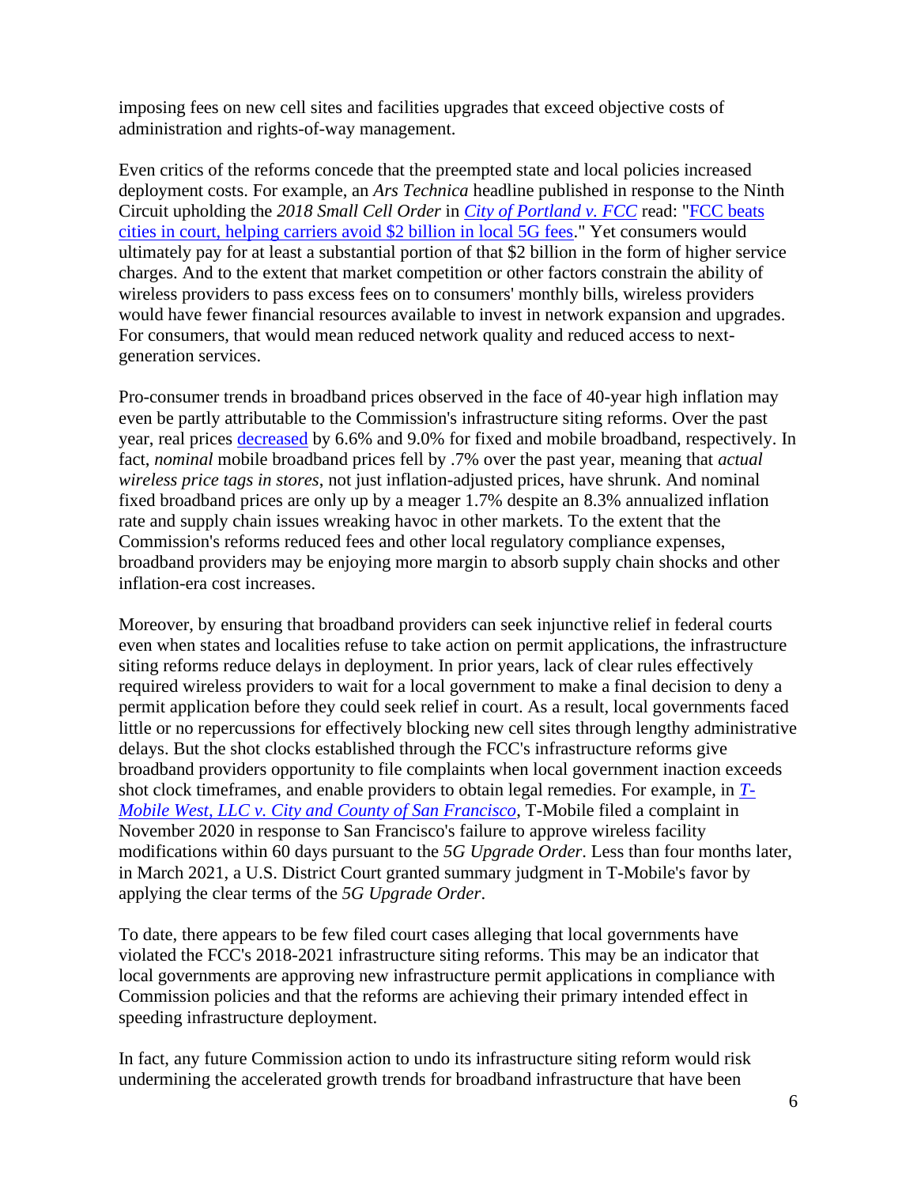imposing fees on new cell sites and facilities upgrades that exceed objective costs of administration and rights-of-way management.

Even critics of the reforms concede that the preempted state and local policies increased deployment costs. For example, an *Ars Technica* headline published in response to the Ninth Circuit upholding the *2018 Small Cell Order* in *City of Portland v. FCC* read: "FCC beats cities in court, helping carriers avoid $2 billion in local 5G fees." Yet consumers would ultimately pay for at least a substantial portion of that $2 billion in the form of higher service charges. And to the extent that market competition or other factors constrain the ability of wireless providers to pass excess fees on to consumers' monthly bills, wireless providers would have fewer financial resources available to invest in network expansion and upgrades. For consumers, that would mean reduced network quality and reduced access to next-generation services.

Pro-consumer trends in broadband prices observed in the face of 40-year high inflation may even be partly attributable to the Commission's infrastructure siting reforms. Over the past year, real prices decreased by 6.6% and 9.0% for fixed and mobile broadband, respectively. In fact, *nominal* mobile broadband prices fell by .7% over the past year, meaning that *actual wireless price tags in stores*, not just inflation-adjusted prices, have shrunk. And nominal fixed broadband prices are only up by a meager 1.7% despite an 8.3% annualized inflation rate and supply chain issues wreaking havoc in other markets. To the extent that the Commission's reforms reduced fees and other local regulatory compliance expenses, broadband providers may be enjoying more margin to absorb supply chain shocks and other inflation-era cost increases.

Moreover, by ensuring that broadband providers can seek injunctive relief in federal courts even when states and localities refuse to take action on permit applications, the infrastructure siting reforms reduce delays in deployment. In prior years, lack of clear rules effectively required wireless providers to wait for a local government to make a final decision to deny a permit application before they could seek relief in court. As a result, local governments faced little or no repercussions for effectively blocking new cell sites through lengthy administrative delays. But the shot clocks established through the FCC's infrastructure reforms give broadband providers opportunity to file complaints when local government inaction exceeds shot clock timeframes, and enable providers to obtain legal remedies. For example, in *T-Mobile West, LLC v. City and County of San Francisco*, T-Mobile filed a complaint in November 2020 in response to San Francisco's failure to approve wireless facility modifications within 60 days pursuant to the *5G Upgrade Order*. Less than four months later, in March 2021, a U.S. District Court granted summary judgment in T-Mobile's favor by applying the clear terms of the *5G Upgrade Order*.

To date, there appears to be few filed court cases alleging that local governments have violated the FCC's 2018-2021 infrastructure siting reforms. This may be an indicator that local governments are approving new infrastructure permit applications in compliance with Commission policies and that the reforms are achieving their primary intended effect in speeding infrastructure deployment.

In fact, any future Commission action to undo its infrastructure siting reform would risk undermining the accelerated growth trends for broadband infrastructure that have been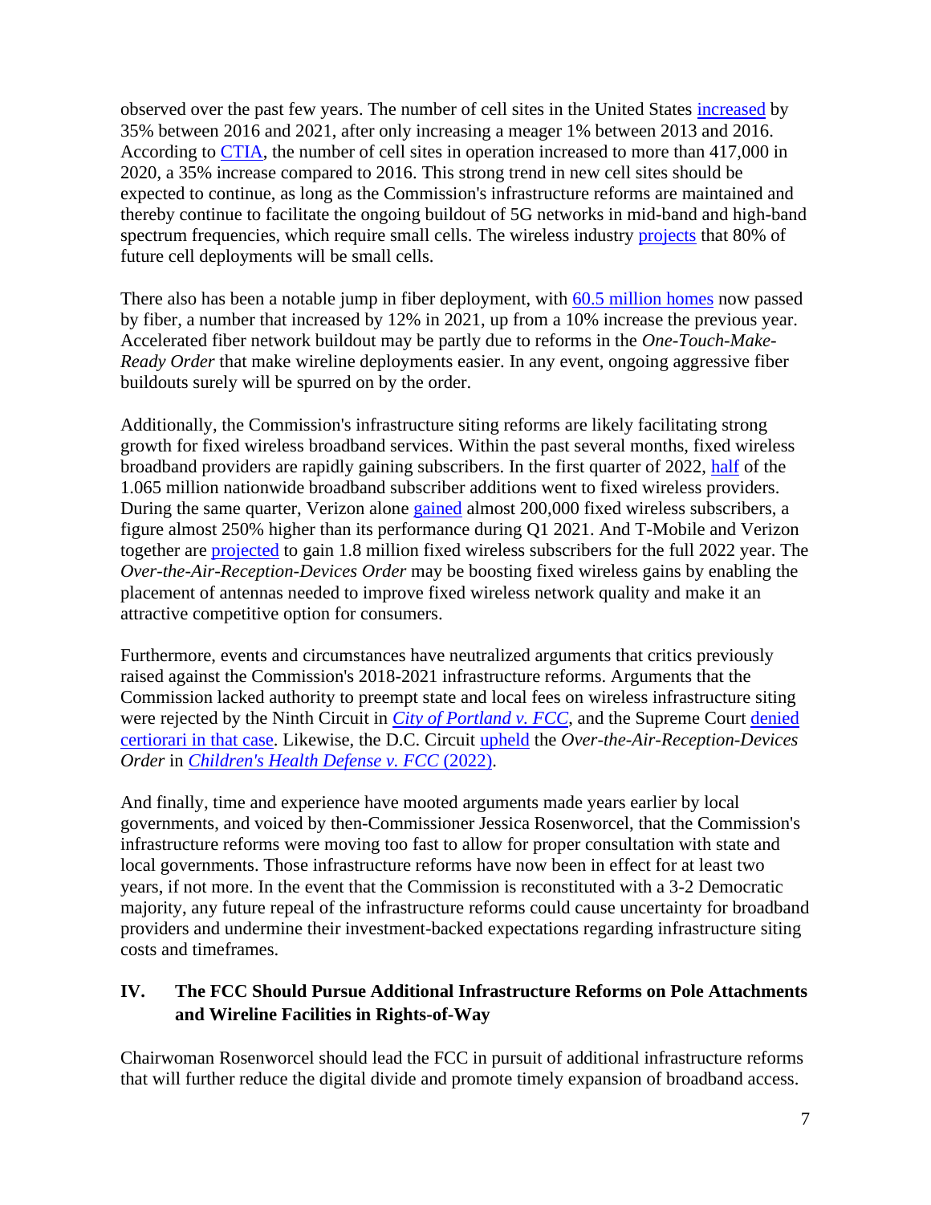observed over the past few years. The number of cell sites in the United States increased by 35% between 2016 and 2021, after only increasing a meager 1% between 2013 and 2016. According to CTIA, the number of cell sites in operation increased to more than 417,000 in 2020, a 35% increase compared to 2016. This strong trend in new cell sites should be expected to continue, as long as the Commission's infrastructure reforms are maintained and thereby continue to facilitate the ongoing buildout of 5G networks in mid-band and high-band spectrum frequencies, which require small cells. The wireless industry projects that 80% of future cell deployments will be small cells.

There also has been a notable jump in fiber deployment, with 60.5 million homes now passed by fiber, a number that increased by 12% in 2021, up from a 10% increase the previous year. Accelerated fiber network buildout may be partly due to reforms in the *One-Touch-Make-Ready Order* that make wireline deployments easier. In any event, ongoing aggressive fiber buildouts surely will be spurred on by the order.

Additionally, the Commission's infrastructure siting reforms are likely facilitating strong growth for fixed wireless broadband services. Within the past several months, fixed wireless broadband providers are rapidly gaining subscribers. In the first quarter of 2022, half of the 1.065 million nationwide broadband subscriber additions went to fixed wireless providers. During the same quarter, Verizon alone gained almost 200,000 fixed wireless subscribers, a figure almost 250% higher than its performance during Q1 2021. And T-Mobile and Verizon together are projected to gain 1.8 million fixed wireless subscribers for the full 2022 year. The *Over-the-Air-Reception-Devices Order* may be boosting fixed wireless gains by enabling the placement of antennas needed to improve fixed wireless network quality and make it an attractive competitive option for consumers.

Furthermore, events and circumstances have neutralized arguments that critics previously raised against the Commission's 2018-2021 infrastructure reforms. Arguments that the Commission lacked authority to preempt state and local fees on wireless infrastructure siting were rejected by the Ninth Circuit in *City of Portland v. FCC*, and the Supreme Court denied certiorari in that case. Likewise, the D.C. Circuit upheld the *Over-the-Air-Reception-Devices Order* in *Children's Health Defense v. FCC* (2022).

And finally, time and experience have mooted arguments made years earlier by local governments, and voiced by then-Commissioner Jessica Rosenworcel, that the Commission's infrastructure reforms were moving too fast to allow for proper consultation with state and local governments. Those infrastructure reforms have now been in effect for at least two years, if not more. In the event that the Commission is reconstituted with a 3-2 Democratic majority, any future repeal of the infrastructure reforms could cause uncertainty for broadband providers and undermine their investment-backed expectations regarding infrastructure siting costs and timeframes.

## IV. The FCC Should Pursue Additional Infrastructure Reforms on Pole Attachments and Wireline Facilities in Rights-of-Way

Chairwoman Rosenworcel should lead the FCC in pursuit of additional infrastructure reforms that will further reduce the digital divide and promote timely expansion of broadband access.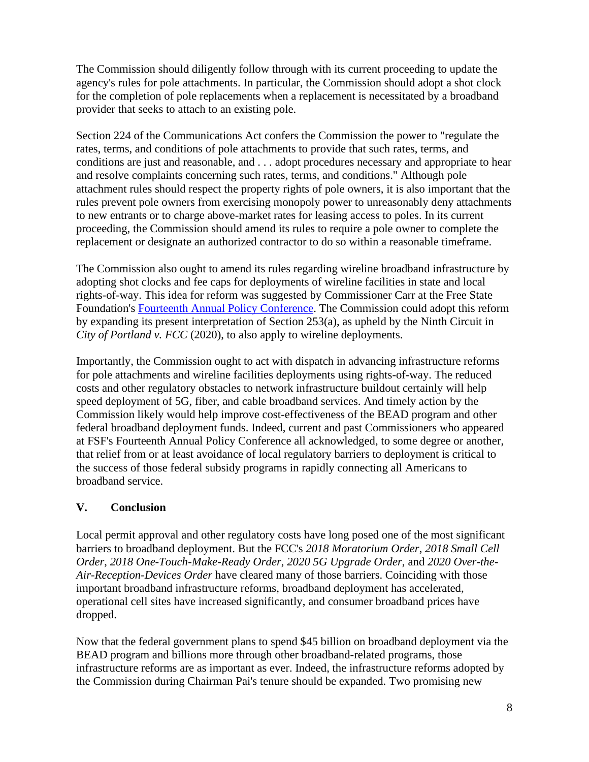The Commission should diligently follow through with its current proceeding to update the agency's rules for pole attachments. In particular, the Commission should adopt a shot clock for the completion of pole replacements when a replacement is necessitated by a broadband provider that seeks to attach to an existing pole.

Section 224 of the Communications Act confers the Commission the power to "regulate the rates, terms, and conditions of pole attachments to provide that such rates, terms, and conditions are just and reasonable, and . . . adopt procedures necessary and appropriate to hear and resolve complaints concerning such rates, terms, and conditions." Although pole attachment rules should respect the property rights of pole owners, it is also important that the rules prevent pole owners from exercising monopoly power to unreasonably deny attachments to new entrants or to charge above-market rates for leasing access to poles. In its current proceeding, the Commission should amend its rules to require a pole owner to complete the replacement or designate an authorized contractor to do so within a reasonable timeframe.

The Commission also ought to amend its rules regarding wireline broadband infrastructure by adopting shot clocks and fee caps for deployments of wireline facilities in state and local rights-of-way. This idea for reform was suggested by Commissioner Carr at the Free State Foundation's Fourteenth Annual Policy Conference. The Commission could adopt this reform by expanding its present interpretation of Section 253(a), as upheld by the Ninth Circuit in *City of Portland v. FCC* (2020), to also apply to wireline deployments.

Importantly, the Commission ought to act with dispatch in advancing infrastructure reforms for pole attachments and wireline facilities deployments using rights-of-way. The reduced costs and other regulatory obstacles to network infrastructure buildout certainly will help speed deployment of 5G, fiber, and cable broadband services. And timely action by the Commission likely would help improve cost-effectiveness of the BEAD program and other federal broadband deployment funds. Indeed, current and past Commissioners who appeared at FSF's Fourteenth Annual Policy Conference all acknowledged, to some degree or another, that relief from or at least avoidance of local regulatory barriers to deployment is critical to the success of those federal subsidy programs in rapidly connecting all Americans to broadband service.

## V. Conclusion

Local permit approval and other regulatory costs have long posed one of the most significant barriers to broadband deployment. But the FCC's *2018 Moratorium Order*, *2018 Small Cell Order*, *2018 One-Touch-Make-Ready Order*, *2020 5G Upgrade Order*, and *2020 Over-the-Air-Reception-Devices Order* have cleared many of those barriers. Coinciding with those important broadband infrastructure reforms, broadband deployment has accelerated, operational cell sites have increased significantly, and consumer broadband prices have dropped.

Now that the federal government plans to spend $45 billion on broadband deployment via the BEAD program and billions more through other broadband-related programs, those infrastructure reforms are as important as ever. Indeed, the infrastructure reforms adopted by the Commission during Chairman Pai's tenure should be expanded. Two promising new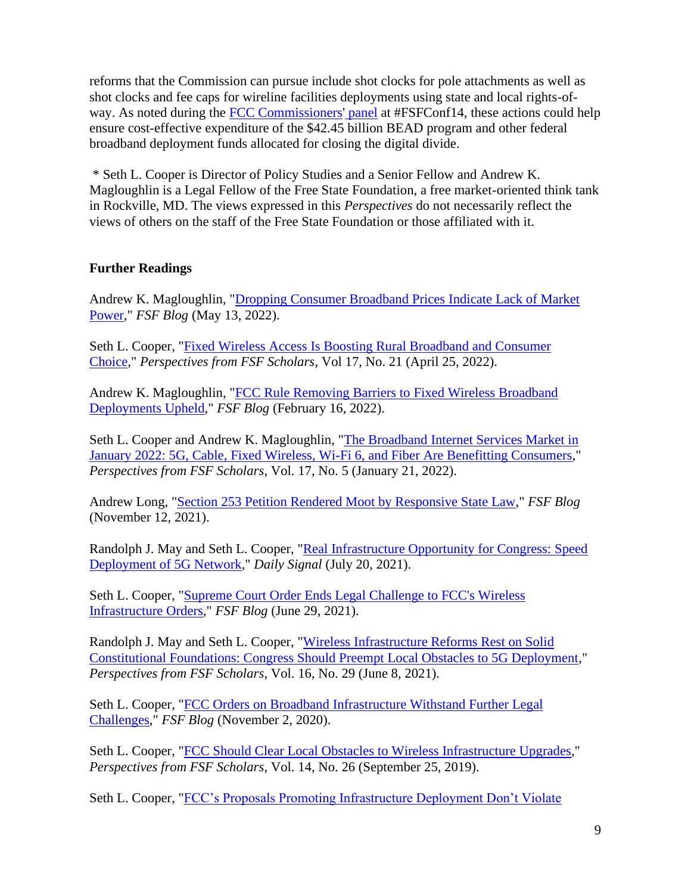reforms that the Commission can pursue include shot clocks for pole attachments as well as shot clocks and fee caps for wireline facilities deployments using state and local rights-of-way. As noted during the FCC Commissioners' panel at #FSFConf14, these actions could help ensure cost-effective expenditure of the $42.45 billion BEAD program and other federal broadband deployment funds allocated for closing the digital divide.

\* Seth L. Cooper is Director of Policy Studies and a Senior Fellow and Andrew K. Magloughlin is a Legal Fellow of the Free State Foundation, a free market-oriented think tank in Rockville, MD. The views expressed in this *Perspectives* do not necessarily reflect the views of others on the staff of the Free State Foundation or those affiliated with it.

**Further Readings**

Andrew K. Magloughlin, "Dropping Consumer Broadband Prices Indicate Lack of Market Power," *FSF Blog* (May 13, 2022).

Seth L. Cooper, "Fixed Wireless Access Is Boosting Rural Broadband and Consumer Choice," *Perspectives from FSF Scholars*, Vol 17, No. 21 (April 25, 2022).

Andrew K. Magloughlin, "FCC Rule Removing Barriers to Fixed Wireless Broadband Deployments Upheld," *FSF Blog* (February 16, 2022).

Seth L. Cooper and Andrew K. Magloughlin, "The Broadband Internet Services Market in January 2022: 5G, Cable, Fixed Wireless, Wi-Fi 6, and Fiber Are Benefitting Consumers," *Perspectives from FSF Scholars*, Vol. 17, No. 5 (January 21, 2022).

Andrew Long, "Section 253 Petition Rendered Moot by Responsive State Law," *FSF Blog* (November 12, 2021).

Randolph J. May and Seth L. Cooper, "Real Infrastructure Opportunity for Congress: Speed Deployment of 5G Network," *Daily Signal* (July 20, 2021).

Seth L. Cooper, "Supreme Court Order Ends Legal Challenge to FCC's Wireless Infrastructure Orders," *FSF Blog* (June 29, 2021).

Randolph J. May and Seth L. Cooper, "Wireless Infrastructure Reforms Rest on Solid Constitutional Foundations: Congress Should Preempt Local Obstacles to 5G Deployment," *Perspectives from FSF Scholars*, Vol. 16, No. 29 (June 8, 2021).

Seth L. Cooper, "FCC Orders on Broadband Infrastructure Withstand Further Legal Challenges," *FSF Blog* (November 2, 2020).

Seth L. Cooper, "FCC Should Clear Local Obstacles to Wireless Infrastructure Upgrades," *Perspectives from FSF Scholars*, Vol. 14, No. 26 (September 25, 2019).

Seth L. Cooper, "FCC's Proposals Promoting Infrastructure Deployment Don't Violate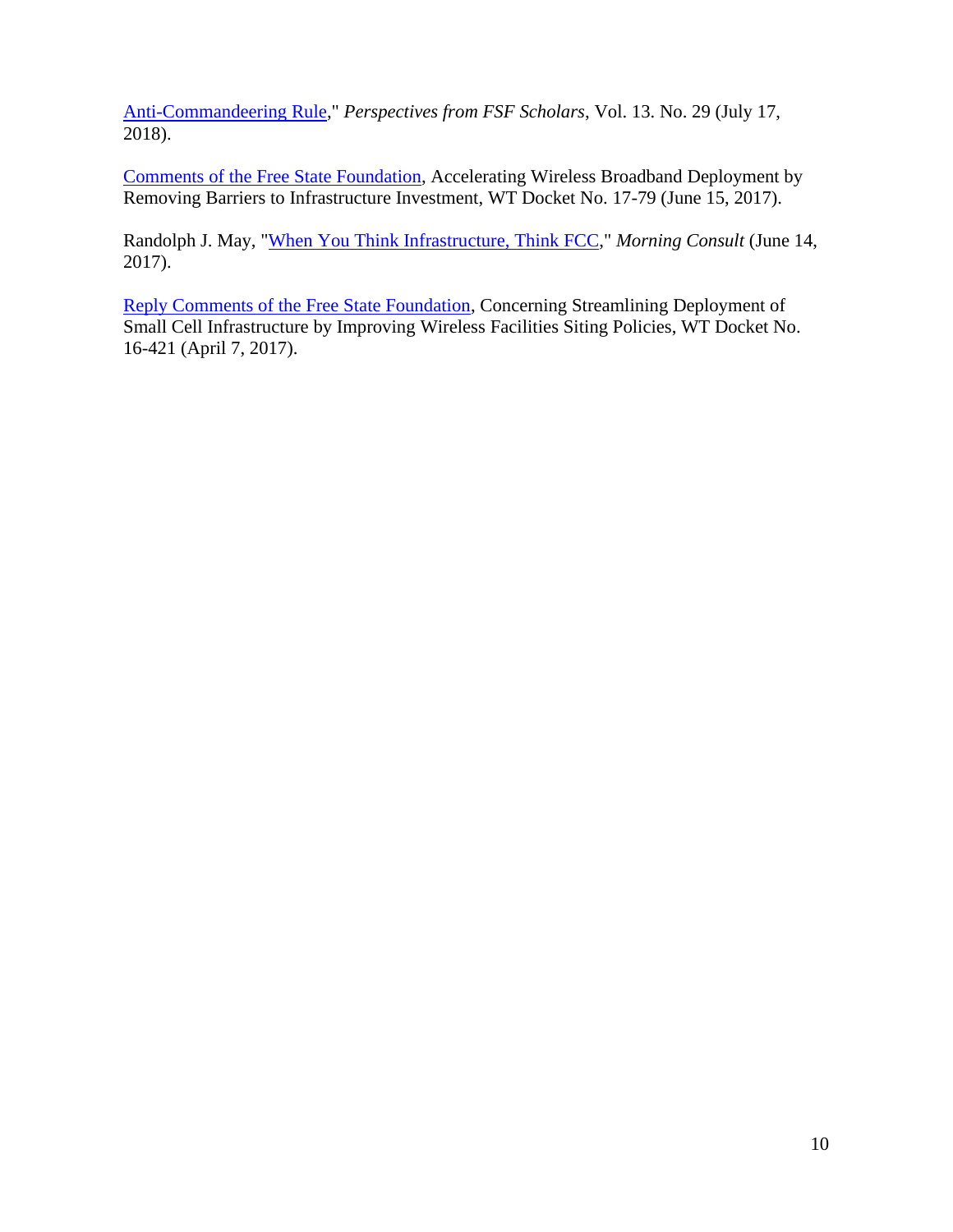Anti-Commandeering Rule," *Perspectives from FSF Scholars*, Vol. 13. No. 29 (July 17, 2018).

Comments of the Free State Foundation, Accelerating Wireless Broadband Deployment by Removing Barriers to Infrastructure Investment, WT Docket No. 17-79 (June 15, 2017).

Randolph J. May, "When You Think Infrastructure, Think FCC," *Morning Consult* (June 14, 2017).

Reply Comments of the Free State Foundation, Concerning Streamlining Deployment of Small Cell Infrastructure by Improving Wireless Facilities Siting Policies, WT Docket No. 16-421 (April 7, 2017).